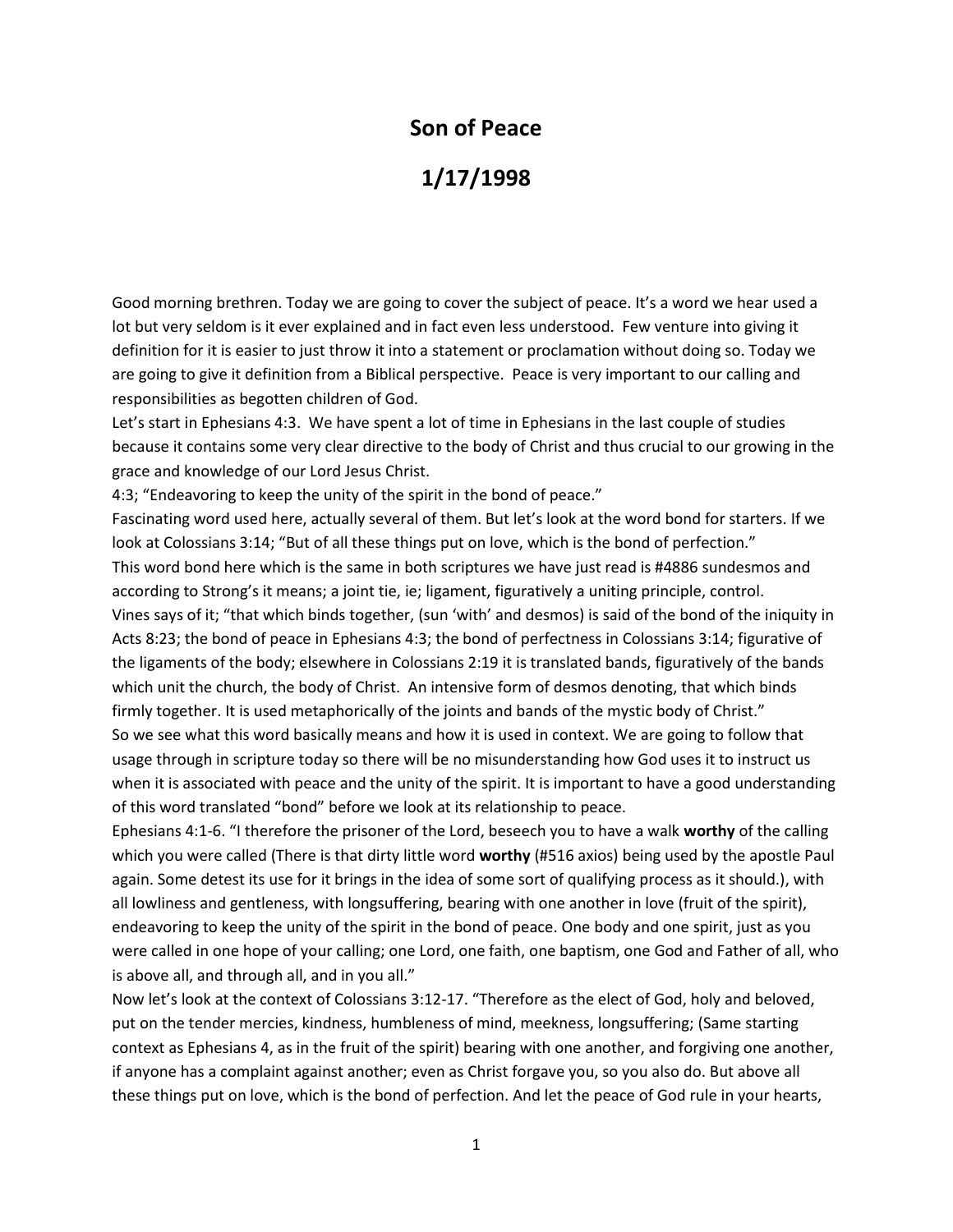# Son of Peace

# 1/17/1998

Good morning brethren. Today we are going to cover the subject of peace. It's a word we hear used a lot but very seldom is it ever explained and in fact even less understood. Few venture into giving it definition for it is easier to just throw it into a statement or proclamation without doing so. Today we are going to give it definition from a Biblical perspective. Peace is very important to our calling and responsibilities as begotten children of God.

Let's start in Ephesians 4:3. We have spent a lot of time in Ephesians in the last couple of studies because it contains some very clear directive to the body of Christ and thus crucial to our growing in the grace and knowledge of our Lord Jesus Christ.

4:3; "Endeavoring to keep the unity of the spirit in the bond of peace."

Fascinating word used here, actually several of them. But let's look at the word bond for starters. If we look at Colossians 3:14; "But of all these things put on love, which is the bond of perfection."

This word bond here which is the same in both scriptures we have just read is #4886 sundesmos and according to Strong's it means; a joint tie, ie; ligament, figuratively a uniting principle, control.

Vines says of it; "that which binds together, (sun 'with' and desmos) is said of the bond of the iniquity in Acts 8:23; the bond of peace in Ephesians 4:3; the bond of perfectness in Colossians 3:14; figurative of the ligaments of the body; elsewhere in Colossians 2:19 it is translated bands, figuratively of the bands which unit the church, the body of Christ. An intensive form of desmos denoting, that which binds firmly together. It is used metaphorically of the joints and bands of the mystic body of Christ."

So we see what this word basically means and how it is used in context. We are going to follow that usage through in scripture today so there will be no misunderstanding how God uses it to instruct us when it is associated with peace and the unity of the spirit. It is important to have a good understanding of this word translated "bond" before we look at its relationship to peace.

Ephesians 4:1-6. "I therefore the prisoner of the Lord, beseech you to have a walk **worthy** of the calling which you were called (There is that dirty little word **worthy** (#516 axios) being used by the apostle Paul again. Some detest its use for it brings in the idea of some sort of qualifying process as it should.), with all lowliness and gentleness, with longsuffering, bearing with one another in love (fruit of the spirit), endeavoring to keep the unity of the spirit in the bond of peace. One body and one spirit, just as you were called in one hope of your calling; one Lord, one faith, one baptism, one God and Father of all, who is above all, and through all, and in you all."

Now let's look at the context of Colossians 3:12-17. "Therefore as the elect of God, holy and beloved, put on the tender mercies, kindness, humbleness of mind, meekness, longsuffering; (Same starting context as Ephesians 4, as in the fruit of the spirit) bearing with one another, and forgiving one another, if anyone has a complaint against another; even as Christ forgave you, so you also do. But above all these things put on love, which is the bond of perfection. And let the peace of God rule in your hearts,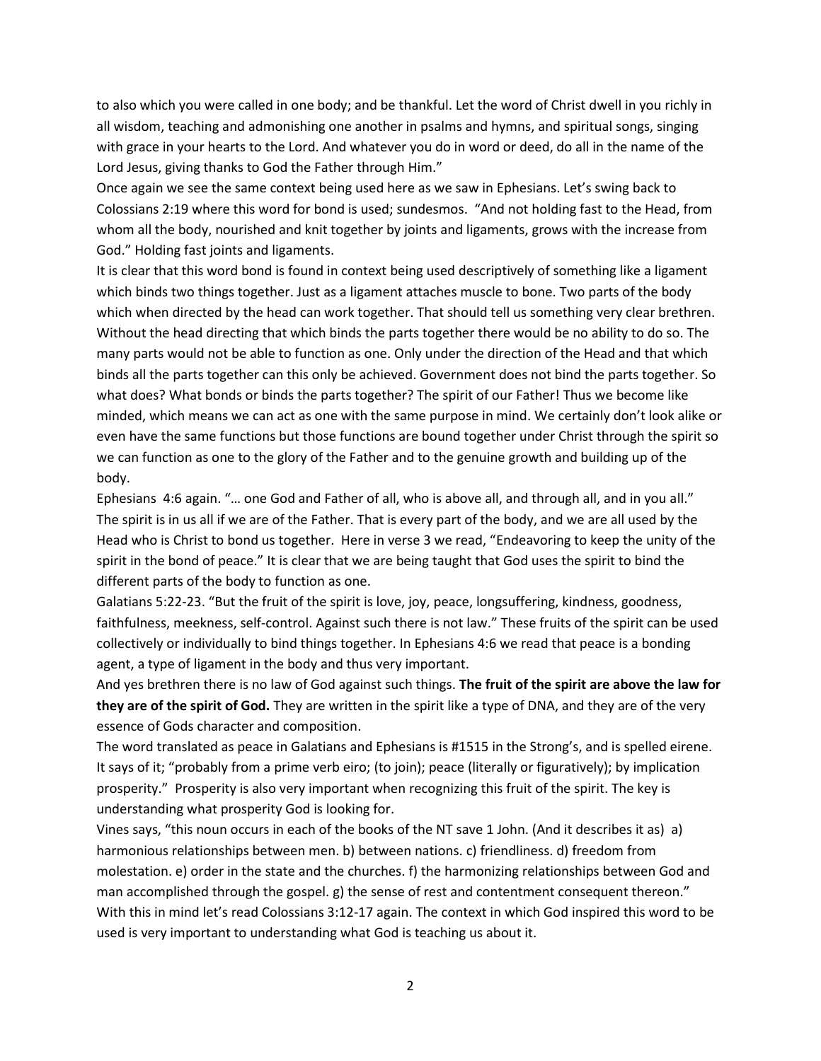to also which you were called in one body; and be thankful. Let the word of Christ dwell in you richly in all wisdom, teaching and admonishing one another in psalms and hymns, and spiritual songs, singing with grace in your hearts to the Lord. And whatever you do in word or deed, do all in the name of the Lord Jesus, giving thanks to God the Father through Him."

Once again we see the same context being used here as we saw in Ephesians. Let's swing back to Colossians 2:19 where this word for bond is used; sundesmos. "And not holding fast to the Head, from whom all the body, nourished and knit together by joints and ligaments, grows with the increase from God." Holding fast joints and ligaments.

It is clear that this word bond is found in context being used descriptively of something like a ligament which binds two things together. Just as a ligament attaches muscle to bone. Two parts of the body which when directed by the head can work together. That should tell us something very clear brethren. Without the head directing that which binds the parts together there would be no ability to do so. The many parts would not be able to function as one. Only under the direction of the Head and that which binds all the parts together can this only be achieved. Government does not bind the parts together. So what does? What bonds or binds the parts together? The spirit of our Father! Thus we become like minded, which means we can act as one with the same purpose in mind. We certainly don't look alike or even have the same functions but those functions are bound together under Christ through the spirit so we can function as one to the glory of the Father and to the genuine growth and building up of the body.

Ephesians 4:6 again. "… one God and Father of all, who is above all, and through all, and in you all." The spirit is in us all if we are of the Father. That is every part of the body, and we are all used by the Head who is Christ to bond us together. Here in verse 3 we read, "Endeavoring to keep the unity of the spirit in the bond of peace." It is clear that we are being taught that God uses the spirit to bind the different parts of the body to function as one.

Galatians 5:22-23. "But the fruit of the spirit is love, joy, peace, longsuffering, kindness, goodness, faithfulness, meekness, self-control. Against such there is not law." These fruits of the spirit can be used collectively or individually to bind things together. In Ephesians 4:6 we read that peace is a bonding agent, a type of ligament in the body and thus very important.

And yes brethren there is no law of God against such things. **The fruit of the spirit are above the law for they are of the spirit of God.** They are written in the spirit like a type of DNA, and they are of the very essence of Gods character and composition.

The word translated as peace in Galatians and Ephesians is #1515 in the Strong's, and is spelled eirene. It says of it; "probably from a prime verb eiro; (to join); peace (literally or figuratively); by implication prosperity." Prosperity is also very important when recognizing this fruit of the spirit. The key is understanding what prosperity God is looking for.

Vines says, "this noun occurs in each of the books of the NT save 1 John. (And it describes it as) a) harmonious relationships between men. b) between nations. c) friendliness. d) freedom from molestation. e) order in the state and the churches. f) the harmonizing relationships between God and man accomplished through the gospel. g) the sense of rest and contentment consequent thereon."

With this in mind let's read Colossians 3:12-17 again. The context in which God inspired this word to be used is very important to understanding what God is teaching us about it.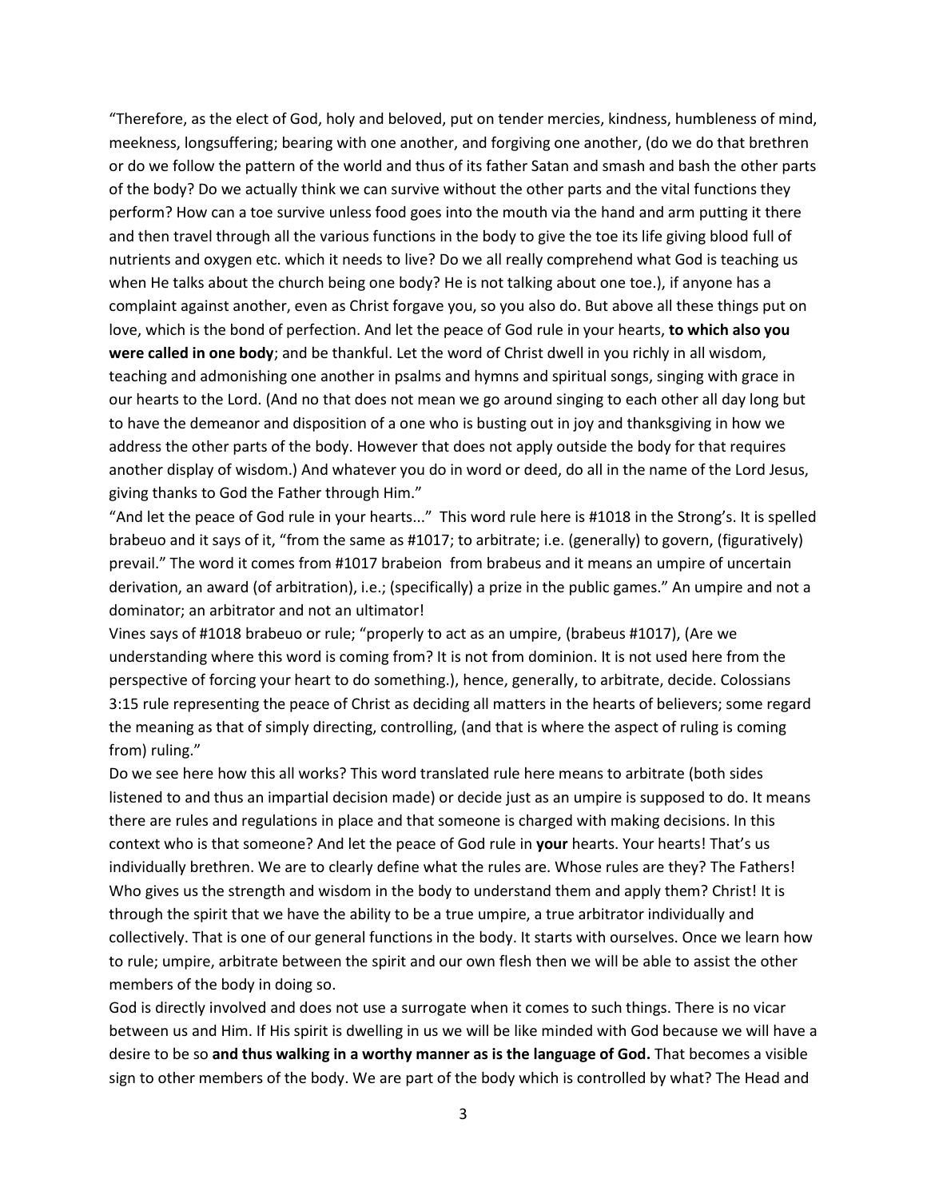"Therefore, as the elect of God, holy and beloved, put on tender mercies, kindness, humbleness of mind, meekness, longsuffering; bearing with one another, and forgiving one another, (do we do that brethren or do we follow the pattern of the world and thus of its father Satan and smash and bash the other parts of the body? Do we actually think we can survive without the other parts and the vital functions they perform? How can a toe survive unless food goes into the mouth via the hand and arm putting it there and then travel through all the various functions in the body to give the toe its life giving blood full of nutrients and oxygen etc. which it needs to live? Do we all really comprehend what God is teaching us when He talks about the church being one body? He is not talking about one toe.), if anyone has a complaint against another, even as Christ forgave you, so you also do. But above all these things put on love, which is the bond of perfection. And let the peace of God rule in your hearts, **to which also you were called in one body**; and be thankful. Let the word of Christ dwell in you richly in all wisdom, teaching and admonishing one another in psalms and hymns and spiritual songs, singing with grace in our hearts to the Lord. (And no that does not mean we go around singing to each other all day long but to have the demeanor and disposition of a one who is busting out in joy and thanksgiving in how we address the other parts of the body. However that does not apply outside the body for that requires another display of wisdom.) And whatever you do in word or deed, do all in the name of the Lord Jesus, giving thanks to God the Father through Him."

"And let the peace of God rule in your hearts..." This word rule here is #1018 in the Strong's. It is spelled brabeuo and it says of it, "from the same as #1017; to arbitrate; i.e. (generally) to govern, (figuratively) prevail." The word it comes from #1017 brabeion from brabeus and it means an umpire of uncertain derivation, an award (of arbitration), i.e.; (specifically) a prize in the public games." An umpire and not a dominator; an arbitrator and not an ultimator!

Vines says of #1018 brabeuo or rule; "properly to act as an umpire, (brabeus #1017), (Are we understanding where this word is coming from? It is not from dominion. It is not used here from the perspective of forcing your heart to do something.), hence, generally, to arbitrate, decide. Colossians 3:15 rule representing the peace of Christ as deciding all matters in the hearts of believers; some regard the meaning as that of simply directing, controlling, (and that is where the aspect of ruling is coming from) ruling."

Do we see here how this all works? This word translated rule here means to arbitrate (both sides listened to and thus an impartial decision made) or decide just as an umpire is supposed to do. It means there are rules and regulations in place and that someone is charged with making decisions. In this context who is that someone? And let the peace of God rule in **your** hearts. Your hearts! That's us individually brethren. We are to clearly define what the rules are. Whose rules are they? The Fathers! Who gives us the strength and wisdom in the body to understand them and apply them? Christ! It is through the spirit that we have the ability to be a true umpire, a true arbitrator individually and collectively. That is one of our general functions in the body. It starts with ourselves. Once we learn how to rule; umpire, arbitrate between the spirit and our own flesh then we will be able to assist the other members of the body in doing so.

God is directly involved and does not use a surrogate when it comes to such things. There is no vicar between us and Him. If His spirit is dwelling in us we will be like minded with God because we will have a desire to be so **and thus walking in a worthy manner as is the language of God.** That becomes a visible sign to other members of the body. We are part of the body which is controlled by what? The Head and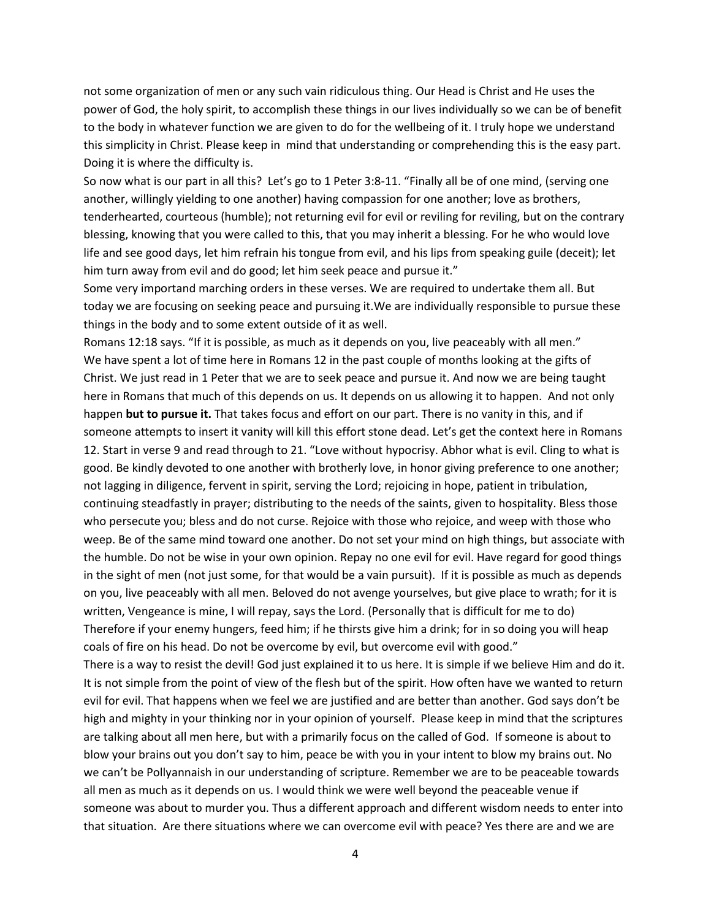not some organization of men or any such vain ridiculous thing. Our Head is Christ and He uses the power of God, the holy spirit, to accomplish these things in our lives individually so we can be of benefit to the body in whatever function we are given to do for the wellbeing of it. I truly hope we understand this simplicity in Christ. Please keep in mind that understanding or comprehending this is the easy part. Doing it is where the difficulty is.

So now what is our part in all this? Let's go to 1 Peter 3:8-11. "Finally all be of one mind, (serving one another, willingly yielding to one another) having compassion for one another; love as brothers, tenderhearted, courteous (humble); not returning evil for evil or reviling for reviling, but on the contrary blessing, knowing that you were called to this, that you may inherit a blessing. For he who would love life and see good days, let him refrain his tongue from evil, and his lips from speaking guile (deceit); let him turn away from evil and do good; let him seek peace and pursue it."

Some very importand marching orders in these verses. We are required to undertake them all. But today we are focusing on seeking peace and pursuing it.We are individually responsible to pursue these things in the body and to some extent outside of it as well.

Romans 12:18 says. "If it is possible, as much as it depends on you, live peaceably with all men." We have spent a lot of time here in Romans 12 in the past couple of months looking at the gifts of Christ. We just read in 1 Peter that we are to seek peace and pursue it. And now we are being taught here in Romans that much of this depends on us. It depends on us allowing it to happen. And not only happen **but to pursue it.** That takes focus and effort on our part. There is no vanity in this, and if someone attempts to insert it vanity will kill this effort stone dead. Let's get the context here in Romans 12. Start in verse 9 and read through to 21. "Love without hypocrisy. Abhor what is evil. Cling to what is good. Be kindly devoted to one another with brotherly love, in honor giving preference to one another; not lagging in diligence, fervent in spirit, serving the Lord; rejoicing in hope, patient in tribulation, continuing steadfastly in prayer; distributing to the needs of the saints, given to hospitality. Bless those who persecute you; bless and do not curse. Rejoice with those who rejoice, and weep with those who weep. Be of the same mind toward one another. Do not set your mind on high things, but associate with the humble. Do not be wise in your own opinion. Repay no one evil for evil. Have regard for good things in the sight of men (not just some, for that would be a vain pursuit). If it is possible as much as depends on you, live peaceably with all men. Beloved do not avenge yourselves, but give place to wrath; for it is written, Vengeance is mine, I will repay, says the Lord. (Personally that is difficult for me to do) Therefore if your enemy hungers, feed him; if he thirsts give him a drink; for in so doing you will heap coals of fire on his head. Do not be overcome by evil, but overcome evil with good."

There is a way to resist the devil! God just explained it to us here. It is simple if we believe Him and do it. It is not simple from the point of view of the flesh but of the spirit. How often have we wanted to return evil for evil. That happens when we feel we are justified and are better than another. God says don't be high and mighty in your thinking nor in your opinion of yourself. Please keep in mind that the scriptures are talking about all men here, but with a primarily focus on the called of God. If someone is about to blow your brains out you don't say to him, peace be with you in your intent to blow my brains out. No we can't be Pollyannaish in our understanding of scripture. Remember we are to be peaceable towards all men as much as it depends on us. I would think we were well beyond the peaceable venue if someone was about to murder you. Thus a different approach and different wisdom needs to enter into that situation. Are there situations where we can overcome evil with peace? Yes there are and we are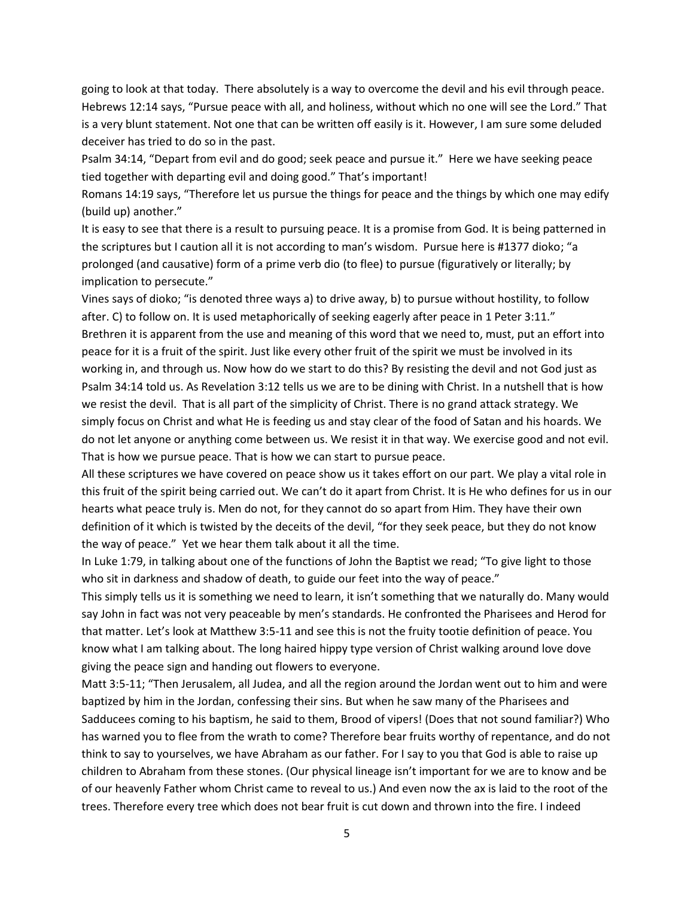going to look at that today. There absolutely is a way to overcome the devil and his evil through peace. Hebrews 12:14 says, "Pursue peace with all, and holiness, without which no one will see the Lord." That is a very blunt statement. Not one that can be written off easily is it. However, I am sure some deluded deceiver has tried to do so in the past.

Psalm 34:14, "Depart from evil and do good; seek peace and pursue it." Here we have seeking peace tied together with departing evil and doing good." That's important!

Romans 14:19 says, "Therefore let us pursue the things for peace and the things by which one may edify (build up) another."

It is easy to see that there is a result to pursuing peace. It is a promise from God. It is being patterned in the scriptures but I caution all it is not according to man's wisdom. Pursue here is #1377 dioko; "a prolonged (and causative) form of a prime verb dio (to flee) to pursue (figuratively or literally; by implication to persecute."

Vines says of dioko; "is denoted three ways a) to drive away, b) to pursue without hostility, to follow after. C) to follow on. It is used metaphorically of seeking eagerly after peace in 1 Peter 3:11."

Brethren it is apparent from the use and meaning of this word that we need to, must, put an effort into peace for it is a fruit of the spirit. Just like every other fruit of the spirit we must be involved in its working in, and through us. Now how do we start to do this? By resisting the devil and not God just as Psalm 34:14 told us. As Revelation 3:12 tells us we are to be dining with Christ. In a nutshell that is how we resist the devil. That is all part of the simplicity of Christ. There is no grand attack strategy. We simply focus on Christ and what He is feeding us and stay clear of the food of Satan and his hoards. We do not let anyone or anything come between us. We resist it in that way. We exercise good and not evil. That is how we pursue peace. That is how we can start to pursue peace.

All these scriptures we have covered on peace show us it takes effort on our part. We play a vital role in this fruit of the spirit being carried out. We can't do it apart from Christ. It is He who defines for us in our hearts what peace truly is. Men do not, for they cannot do so apart from Him. They have their own definition of it which is twisted by the deceits of the devil, "for they seek peace, but they do not know the way of peace." Yet we hear them talk about it all the time.

In Luke 1:79, in talking about one of the functions of John the Baptist we read; "To give light to those who sit in darkness and shadow of death, to guide our feet into the way of peace."

This simply tells us it is something we need to learn, it isn't something that we naturally do. Many would say John in fact was not very peaceable by men's standards. He confronted the Pharisees and Herod for that matter. Let's look at Matthew 3:5-11 and see this is not the fruity tootie definition of peace. You know what I am talking about. The long haired hippy type version of Christ walking around love dove giving the peace sign and handing out flowers to everyone.

Matt 3:5-11; "Then Jerusalem, all Judea, and all the region around the Jordan went out to him and were baptized by him in the Jordan, confessing their sins. But when he saw many of the Pharisees and Sadducees coming to his baptism, he said to them, Brood of vipers! (Does that not sound familiar?) Who has warned you to flee from the wrath to come? Therefore bear fruits worthy of repentance, and do not think to say to yourselves, we have Abraham as our father. For I say to you that God is able to raise up children to Abraham from these stones. (Our physical lineage isn't important for we are to know and be of our heavenly Father whom Christ came to reveal to us.) And even now the ax is laid to the root of the trees. Therefore every tree which does not bear fruit is cut down and thrown into the fire. I indeed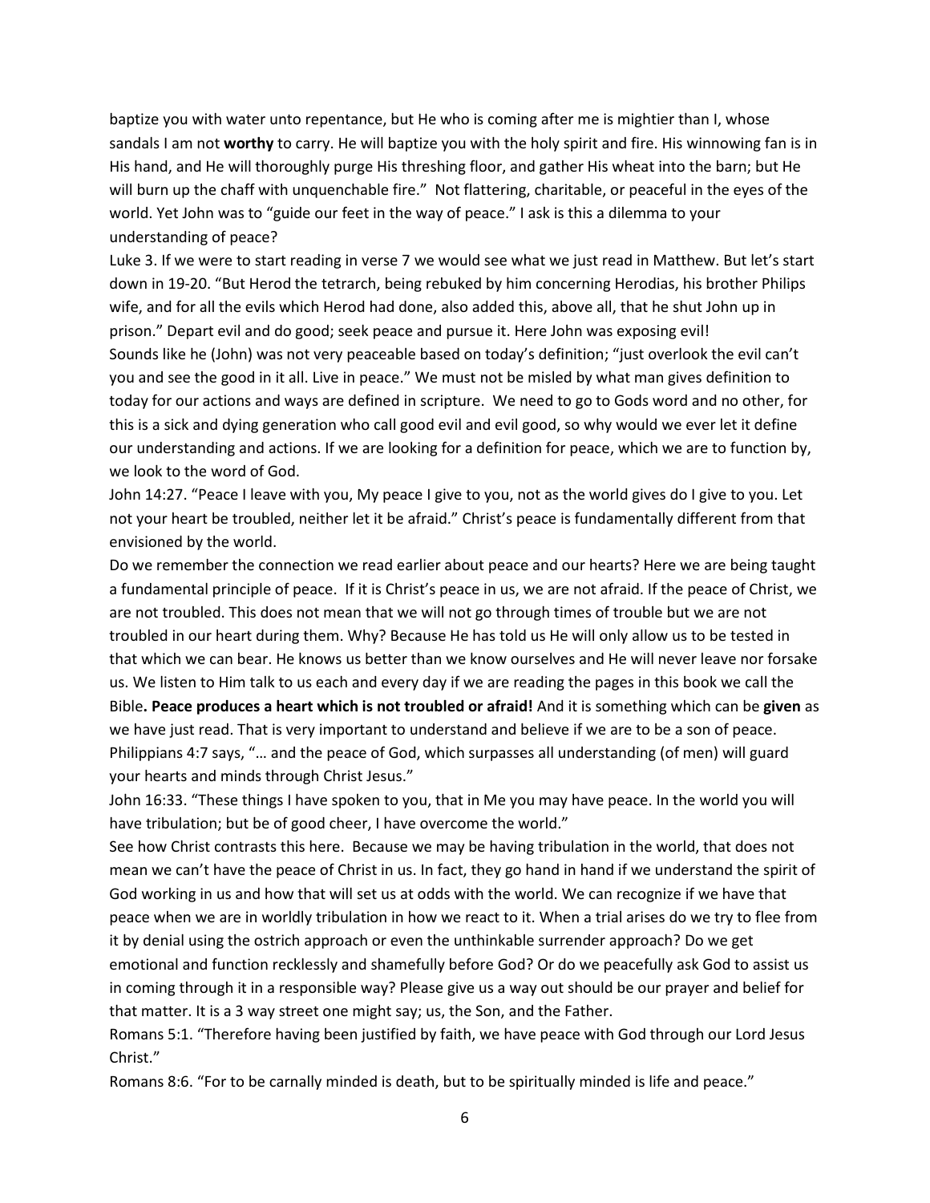baptize you with water unto repentance, but He who is coming after me is mightier than I, whose sandals I am not **worthy** to carry. He will baptize you with the holy spirit and fire. His winnowing fan is in His hand, and He will thoroughly purge His threshing floor, and gather His wheat into the barn; but He will burn up the chaff with unquenchable fire." Not flattering, charitable, or peaceful in the eyes of the world. Yet John was to "guide our feet in the way of peace." I ask is this a dilemma to your understanding of peace?

Luke 3. If we were to start reading in verse 7 we would see what we just read in Matthew. But let's start down in 19-20. "But Herod the tetrarch, being rebuked by him concerning Herodias, his brother Philips wife, and for all the evils which Herod had done, also added this, above all, that he shut John up in prison." Depart evil and do good; seek peace and pursue it. Here John was exposing evil!

Sounds like he (John) was not very peaceable based on today's definition; "just overlook the evil can't you and see the good in it all. Live in peace." We must not be misled by what man gives definition to today for our actions and ways are defined in scripture. We need to go to Gods word and no other, for this is a sick and dying generation who call good evil and evil good, so why would we ever let it define our understanding and actions. If we are looking for a definition for peace, which we are to function by, we look to the word of God.

John 14:27. "Peace I leave with you, My peace I give to you, not as the world gives do I give to you. Let not your heart be troubled, neither let it be afraid." Christ's peace is fundamentally different from that envisioned by the world.

Do we remember the connection we read earlier about peace and our hearts? Here we are being taught a fundamental principle of peace. If it is Christ's peace in us, we are not afraid. If the peace of Christ, we are not troubled. This does not mean that we will not go through times of trouble but we are not troubled in our heart during them. Why? Because He has told us He will only allow us to be tested in that which we can bear. He knows us better than we know ourselves and He will never leave nor forsake us. We listen to Him talk to us each and every day if we are reading the pages in this book we call the Bible**. Peace produces a heart which is not troubled or afraid!** And it is something which can be **given** as we have just read. That is very important to understand and believe if we are to be a son of peace. Philippians 4:7 says, "… and the peace of God, which surpasses all understanding (of men) will guard your hearts and minds through Christ Jesus."

John 16:33. "These things I have spoken to you, that in Me you may have peace. In the world you will have tribulation; but be of good cheer, I have overcome the world."

See how Christ contrasts this here. Because we may be having tribulation in the world, that does not mean we can't have the peace of Christ in us. In fact, they go hand in hand if we understand the spirit of God working in us and how that will set us at odds with the world. We can recognize if we have that peace when we are in worldly tribulation in how we react to it. When a trial arises do we try to flee from it by denial using the ostrich approach or even the unthinkable surrender approach? Do we get emotional and function recklessly and shamefully before God? Or do we peacefully ask God to assist us in coming through it in a responsible way? Please give us a way out should be our prayer and belief for that matter. It is a 3 way street one might say; us, the Son, and the Father.

Romans 5:1. "Therefore having been justified by faith, we have peace with God through our Lord Jesus Christ."

Romans 8:6. "For to be carnally minded is death, but to be spiritually minded is life and peace."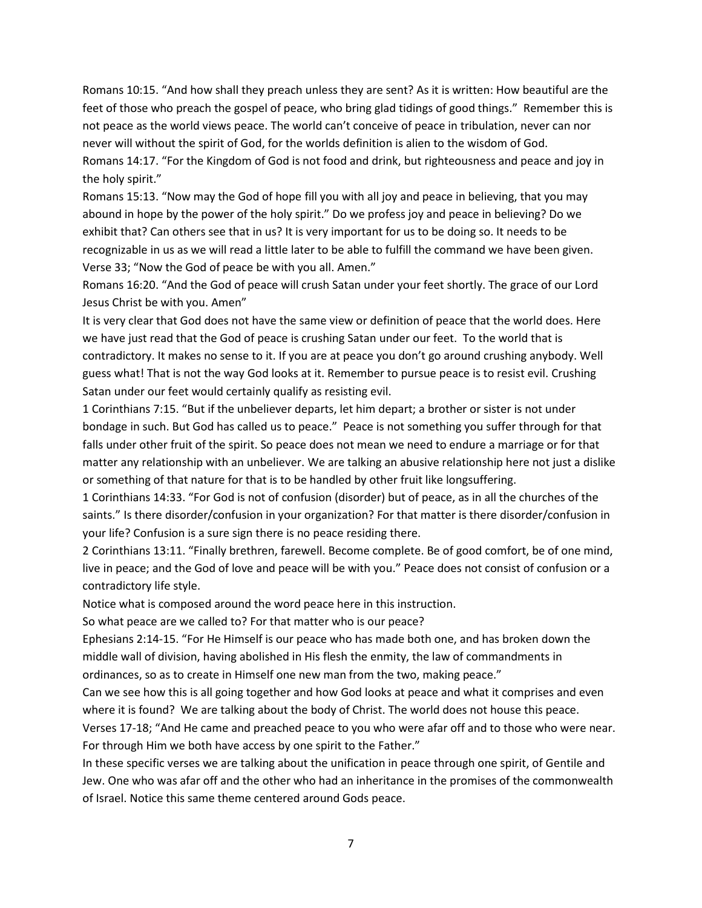Romans 10:15. "And how shall they preach unless they are sent? As it is written: How beautiful are the feet of those who preach the gospel of peace, who bring glad tidings of good things." Remember this is not peace as the world views peace. The world can't conceive of peace in tribulation, never can nor never will without the spirit of God, for the worlds definition is alien to the wisdom of God.

Romans 14:17. "For the Kingdom of God is not food and drink, but righteousness and peace and joy in the holy spirit."

Romans 15:13. "Now may the God of hope fill you with all joy and peace in believing, that you may abound in hope by the power of the holy spirit." Do we profess joy and peace in believing? Do we exhibit that? Can others see that in us? It is very important for us to be doing so. It needs to be recognizable in us as we will read a little later to be able to fulfill the command we have been given. Verse 33; "Now the God of peace be with you all. Amen."

Romans 16:20. "And the God of peace will crush Satan under your feet shortly. The grace of our Lord Jesus Christ be with you. Amen"

It is very clear that God does not have the same view or definition of peace that the world does. Here we have just read that the God of peace is crushing Satan under our feet. To the world that is contradictory. It makes no sense to it. If you are at peace you don't go around crushing anybody. Well guess what! That is not the way God looks at it. Remember to pursue peace is to resist evil. Crushing Satan under our feet would certainly qualify as resisting evil.

1 Corinthians 7:15. "But if the unbeliever departs, let him depart; a brother or sister is not under bondage in such. But God has called us to peace." Peace is not something you suffer through for that falls under other fruit of the spirit. So peace does not mean we need to endure a marriage or for that matter any relationship with an unbeliever. We are talking an abusive relationship here not just a dislike or something of that nature for that is to be handled by other fruit like longsuffering.

1 Corinthians 14:33. "For God is not of confusion (disorder) but of peace, as in all the churches of the saints." Is there disorder/confusion in your organization? For that matter is there disorder/confusion in your life? Confusion is a sure sign there is no peace residing there.

2 Corinthians 13:11. "Finally brethren, farewell. Become complete. Be of good comfort, be of one mind, live in peace; and the God of love and peace will be with you." Peace does not consist of confusion or a contradictory life style.

Notice what is composed around the word peace here in this instruction.

So what peace are we called to? For that matter who is our peace?

Ephesians 2:14-15. "For He Himself is our peace who has made both one, and has broken down the middle wall of division, having abolished in His flesh the enmity, the law of commandments in ordinances, so as to create in Himself one new man from the two, making peace."

Can we see how this is all going together and how God looks at peace and what it comprises and even where it is found? We are talking about the body of Christ. The world does not house this peace.

Verses 17-18; "And He came and preached peace to you who were afar off and to those who were near. For through Him we both have access by one spirit to the Father."

In these specific verses we are talking about the unification in peace through one spirit, of Gentile and Jew. One who was afar off and the other who had an inheritance in the promises of the commonwealth of Israel. Notice this same theme centered around Gods peace.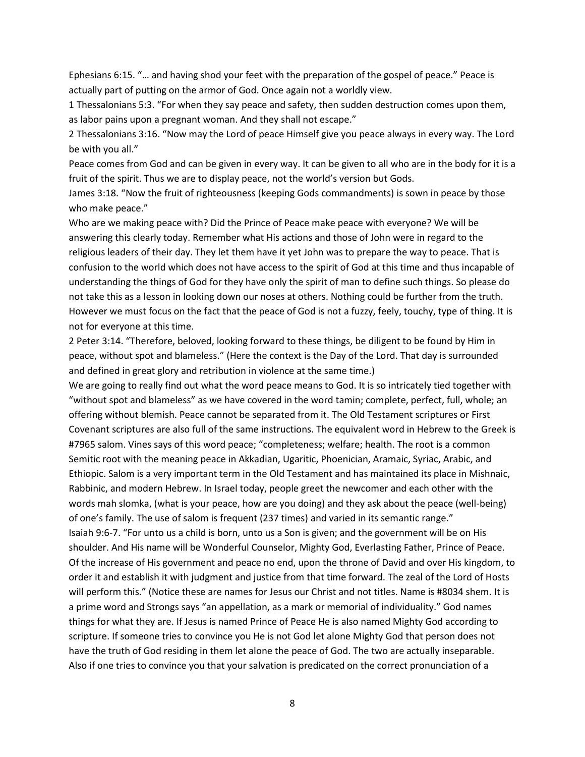Ephesians 6:15. "… and having shod your feet with the preparation of the gospel of peace." Peace is actually part of putting on the armor of God. Once again not a worldly view.

1 Thessalonians 5:3. "For when they say peace and safety, then sudden destruction comes upon them, as labor pains upon a pregnant woman. And they shall not escape."

2 Thessalonians 3:16. "Now may the Lord of peace Himself give you peace always in every way. The Lord be with you all."

Peace comes from God and can be given in every way. It can be given to all who are in the body for it is a fruit of the spirit. Thus we are to display peace, not the world's version but Gods.

James 3:18. "Now the fruit of righteousness (keeping Gods commandments) is sown in peace by those who make peace."

Who are we making peace with? Did the Prince of Peace make peace with everyone? We will be answering this clearly today. Remember what His actions and those of John were in regard to the religious leaders of their day. They let them have it yet John was to prepare the way to peace. That is confusion to the world which does not have access to the spirit of God at this time and thus incapable of understanding the things of God for they have only the spirit of man to define such things. So please do not take this as a lesson in looking down our noses at others. Nothing could be further from the truth. However we must focus on the fact that the peace of God is not a fuzzy, feely, touchy, type of thing. It is not for everyone at this time.

2 Peter 3:14. "Therefore, beloved, looking forward to these things, be diligent to be found by Him in peace, without spot and blameless." (Here the context is the Day of the Lord. That day is surrounded and defined in great glory and retribution in violence at the same time.)

We are going to really find out what the word peace means to God. It is so intricately tied together with "without spot and blameless" as we have covered in the word tamin; complete, perfect, full, whole; an offering without blemish. Peace cannot be separated from it. The Old Testament scriptures or First Covenant scriptures are also full of the same instructions. The equivalent word in Hebrew to the Greek is #7965 salom. Vines says of this word peace; "completeness; welfare; health. The root is a common Semitic root with the meaning peace in Akkadian, Ugaritic, Phoenician, Aramaic, Syriac, Arabic, and Ethiopic. Salom is a very important term in the Old Testament and has maintained its place in Mishnaic, Rabbinic, and modern Hebrew. In Israel today, people greet the newcomer and each other with the words mah slomka, (what is your peace, how are you doing) and they ask about the peace (well-being) of one's family. The use of salom is frequent (237 times) and varied in its semantic range."

Isaiah 9:6-7. "For unto us a child is born, unto us a Son is given; and the government will be on His shoulder. And His name will be Wonderful Counselor, Mighty God, Everlasting Father, Prince of Peace. Of the increase of His government and peace no end, upon the throne of David and over His kingdom, to order it and establish it with judgment and justice from that time forward. The zeal of the Lord of Hosts will perform this." (Notice these are names for Jesus our Christ and not titles. Name is #8034 shem. It is a prime word and Strongs says "an appellation, as a mark or memorial of individuality." God names things for what they are. If Jesus is named Prince of Peace He is also named Mighty God according to scripture. If someone tries to convince you He is not God let alone Mighty God that person does not have the truth of God residing in them let alone the peace of God. The two are actually inseparable. Also if one tries to convince you that your salvation is predicated on the correct pronunciation of a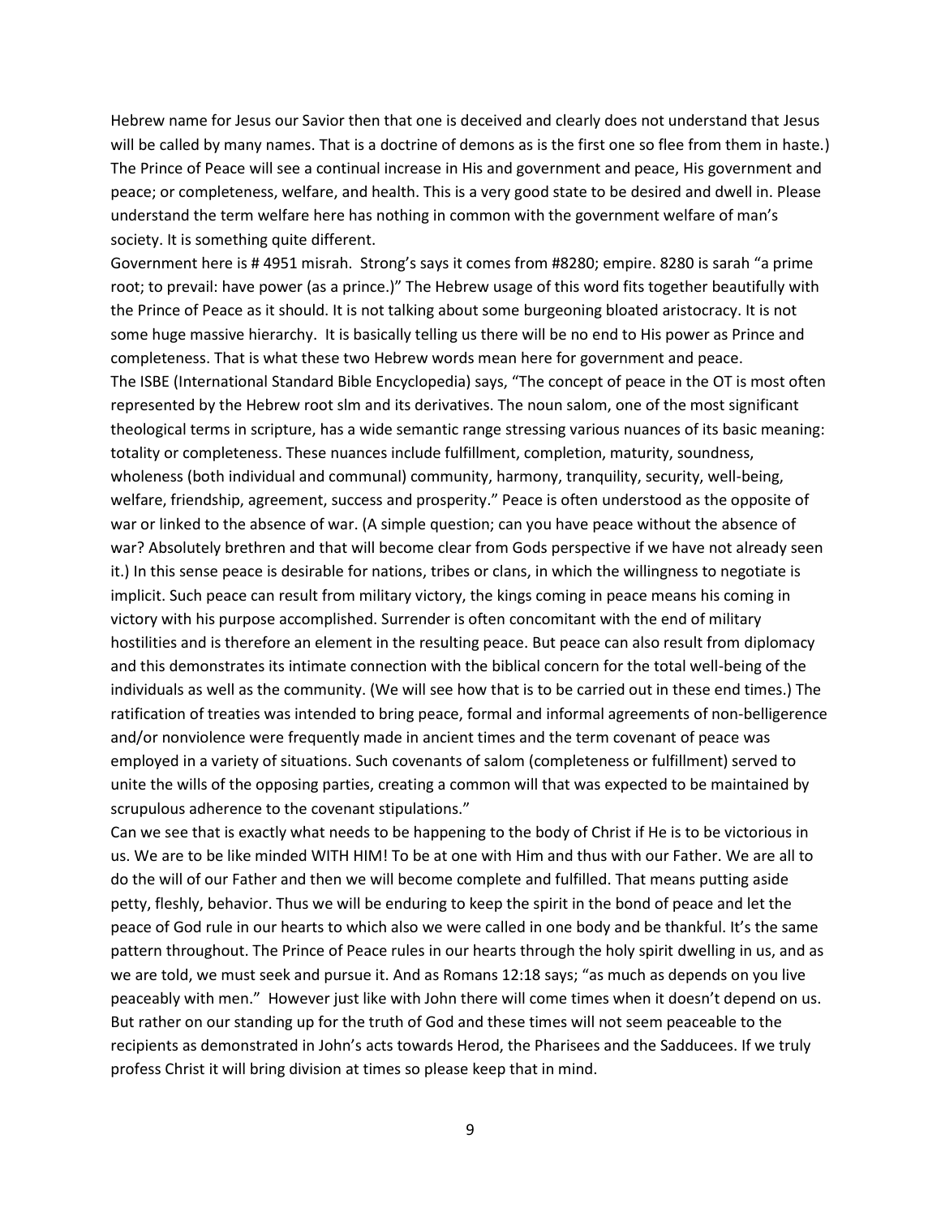Hebrew name for Jesus our Savior then that one is deceived and clearly does not understand that Jesus will be called by many names. That is a doctrine of demons as is the first one so flee from them in haste.) The Prince of Peace will see a continual increase in His and government and peace, His government and peace; or completeness, welfare, and health. This is a very good state to be desired and dwell in. Please understand the term welfare here has nothing in common with the government welfare of man's society. It is something quite different.

Government here is # 4951 misrah. Strong's says it comes from #8280; empire. 8280 is sarah "a prime root; to prevail: have power (as a prince.)" The Hebrew usage of this word fits together beautifully with the Prince of Peace as it should. It is not talking about some burgeoning bloated aristocracy. It is not some huge massive hierarchy. It is basically telling us there will be no end to His power as Prince and completeness. That is what these two Hebrew words mean here for government and peace.

The ISBE (International Standard Bible Encyclopedia) says, "The concept of peace in the OT is most often represented by the Hebrew root slm and its derivatives. The noun salom, one of the most significant theological terms in scripture, has a wide semantic range stressing various nuances of its basic meaning: totality or completeness. These nuances include fulfillment, completion, maturity, soundness, wholeness (both individual and communal) community, harmony, tranquility, security, well-being, welfare, friendship, agreement, success and prosperity." Peace is often understood as the opposite of war or linked to the absence of war. (A simple question; can you have peace without the absence of war? Absolutely brethren and that will become clear from Gods perspective if we have not already seen it.) In this sense peace is desirable for nations, tribes or clans, in which the willingness to negotiate is implicit. Such peace can result from military victory, the kings coming in peace means his coming in victory with his purpose accomplished. Surrender is often concomitant with the end of military hostilities and is therefore an element in the resulting peace. But peace can also result from diplomacy and this demonstrates its intimate connection with the biblical concern for the total well-being of the individuals as well as the community. (We will see how that is to be carried out in these end times.) The ratification of treaties was intended to bring peace, formal and informal agreements of non-belligerence and/or nonviolence were frequently made in ancient times and the term covenant of peace was employed in a variety of situations. Such covenants of salom (completeness or fulfillment) served to unite the wills of the opposing parties, creating a common will that was expected to be maintained by scrupulous adherence to the covenant stipulations."

Can we see that is exactly what needs to be happening to the body of Christ if He is to be victorious in us. We are to be like minded WITH HIM! To be at one with Him and thus with our Father. We are all to do the will of our Father and then we will become complete and fulfilled. That means putting aside petty, fleshly, behavior. Thus we will be enduring to keep the spirit in the bond of peace and let the peace of God rule in our hearts to which also we were called in one body and be thankful. It's the same pattern throughout. The Prince of Peace rules in our hearts through the holy spirit dwelling in us, and as we are told, we must seek and pursue it. And as Romans 12:18 says; "as much as depends on you live peaceably with men." However just like with John there will come times when it doesn't depend on us. But rather on our standing up for the truth of God and these times will not seem peaceable to the recipients as demonstrated in John's acts towards Herod, the Pharisees and the Sadducees. If we truly profess Christ it will bring division at times so please keep that in mind.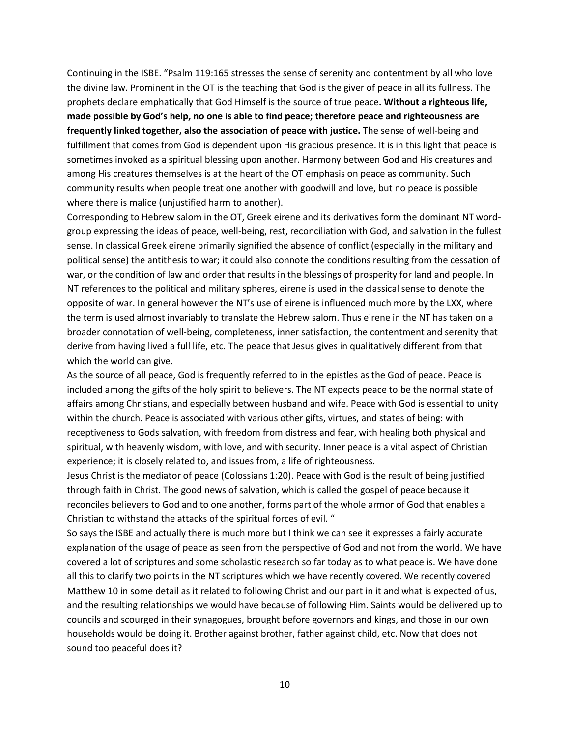Continuing in the ISBE. "Psalm 119:165 stresses the sense of serenity and contentment by all who love the divine law. Prominent in the OT is the teaching that God is the giver of peace in all its fullness. The prophets declare emphatically that God Himself is the source of true peace**. Without a righteous life, made possible by God's help, no one is able to find peace; therefore peace and righteousness are frequently linked together, also the association of peace with justice.** The sense of well-being and fulfillment that comes from God is dependent upon His gracious presence. It is in this light that peace is sometimes invoked as a spiritual blessing upon another. Harmony between God and His creatures and among His creatures themselves is at the heart of the OT emphasis on peace as community. Such community results when people treat one another with goodwill and love, but no peace is possible where there is malice (unjustified harm to another).

Corresponding to Hebrew salom in the OT, Greek eirene and its derivatives form the dominant NT word-group expressing the ideas of peace, well-being, rest, reconciliation with God, and salvation in the fullest sense. In classical Greek eirene primarily signified the absence of conflict (especially in the military and political sense) the antithesis to war; it could also connote the conditions resulting from the cessation of war, or the condition of law and order that results in the blessings of prosperity for land and people. In NT references to the political and military spheres, eirene is used in the classical sense to denote the opposite of war. In general however the NT's use of eirene is influenced much more by the LXX, where the term is used almost invariably to translate the Hebrew salom. Thus eirene in the NT has taken on a broader connotation of well-being, completeness, inner satisfaction, the contentment and serenity that derive from having lived a full life, etc. The peace that Jesus gives in qualitatively different from that which the world can give.

As the source of all peace, God is frequently referred to in the epistles as the God of peace. Peace is included among the gifts of the holy spirit to believers. The NT expects peace to be the normal state of affairs among Christians, and especially between husband and wife. Peace with God is essential to unity within the church. Peace is associated with various other gifts, virtues, and states of being: with receptiveness to Gods salvation, with freedom from distress and fear, with healing both physical and spiritual, with heavenly wisdom, with love, and with security. Inner peace is a vital aspect of Christian experience; it is closely related to, and issues from, a life of righteousness.

Jesus Christ is the mediator of peace (Colossians 1:20). Peace with God is the result of being justified through faith in Christ. The good news of salvation, which is called the gospel of peace because it reconciles believers to God and to one another, forms part of the whole armor of God that enables a Christian to withstand the attacks of the spiritual forces of evil. "

So says the ISBE and actually there is much more but I think we can see it expresses a fairly accurate explanation of the usage of peace as seen from the perspective of God and not from the world. We have covered a lot of scriptures and some scholastic research so far today as to what peace is. We have done all this to clarify two points in the NT scriptures which we have recently covered. We recently covered Matthew 10 in some detail as it related to following Christ and our part in it and what is expected of us, and the resulting relationships we would have because of following Him. Saints would be delivered up to councils and scourged in their synagogues, brought before governors and kings, and those in our own households would be doing it. Brother against brother, father against child, etc. Now that does not sound too peaceful does it?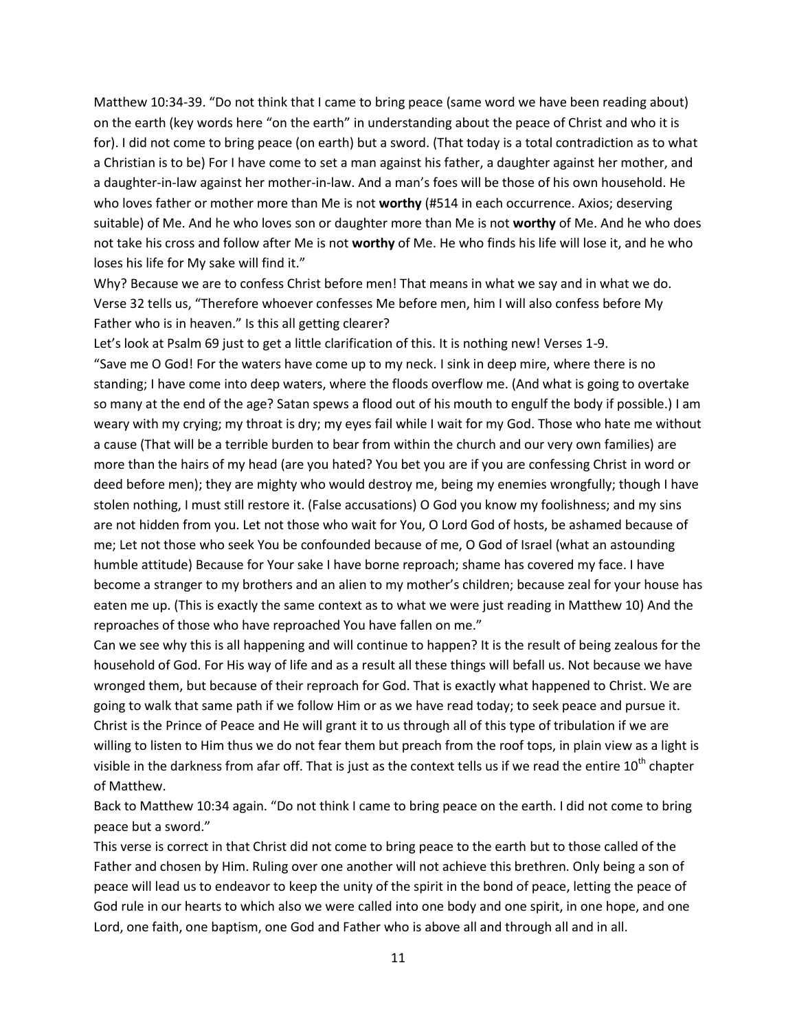Matthew 10:34-39. "Do not think that I came to bring peace (same word we have been reading about) on the earth (key words here "on the earth" in understanding about the peace of Christ and who it is for). I did not come to bring peace (on earth) but a sword. (That today is a total contradiction as to what a Christian is to be) For I have come to set a man against his father, a daughter against her mother, and a daughter-in-law against her mother-in-law. And a man's foes will be those of his own household. He who loves father or mother more than Me is not **worthy** (#514 in each occurrence. Axios; deserving suitable) of Me. And he who loves son or daughter more than Me is not **worthy** of Me. And he who does not take his cross and follow after Me is not **worthy** of Me. He who finds his life will lose it, and he who loses his life for My sake will find it."

Why? Because we are to confess Christ before men! That means in what we say and in what we do. Verse 32 tells us, "Therefore whoever confesses Me before men, him I will also confess before My Father who is in heaven." Is this all getting clearer?

Let's look at Psalm 69 just to get a little clarification of this. It is nothing new! Verses 1-9.

"Save me O God! For the waters have come up to my neck. I sink in deep mire, where there is no standing; I have come into deep waters, where the floods overflow me. (And what is going to overtake so many at the end of the age? Satan spews a flood out of his mouth to engulf the body if possible.) I am weary with my crying; my throat is dry; my eyes fail while I wait for my God. Those who hate me without a cause (That will be a terrible burden to bear from within the church and our very own families) are more than the hairs of my head (are you hated? You bet you are if you are confessing Christ in word or deed before men); they are mighty who would destroy me, being my enemies wrongfully; though I have stolen nothing, I must still restore it. (False accusations) O God you know my foolishness; and my sins are not hidden from you. Let not those who wait for You, O Lord God of hosts, be ashamed because of me; Let not those who seek You be confounded because of me, O God of Israel (what an astounding humble attitude) Because for Your sake I have borne reproach; shame has covered my face. I have become a stranger to my brothers and an alien to my mother's children; because zeal for your house has eaten me up. (This is exactly the same context as to what we were just reading in Matthew 10) And the reproaches of those who have reproached You have fallen on me."

Can we see why this is all happening and will continue to happen? It is the result of being zealous for the household of God. For His way of life and as a result all these things will befall us. Not because we have wronged them, but because of their reproach for God. That is exactly what happened to Christ. We are going to walk that same path if we follow Him or as we have read today; to seek peace and pursue it. Christ is the Prince of Peace and He will grant it to us through all of this type of tribulation if we are willing to listen to Him thus we do not fear them but preach from the roof tops, in plain view as a light is visible in the darkness from afar off. That is just as the context tells us if we read the entire 10th chapter of Matthew.

Back to Matthew 10:34 again. "Do not think I came to bring peace on the earth. I did not come to bring peace but a sword."

This verse is correct in that Christ did not come to bring peace to the earth but to those called of the Father and chosen by Him. Ruling over one another will not achieve this brethren. Only being a son of peace will lead us to endeavor to keep the unity of the spirit in the bond of peace, letting the peace of God rule in our hearts to which also we were called into one body and one spirit, in one hope, and one Lord, one faith, one baptism, one God and Father who is above all and through all and in all.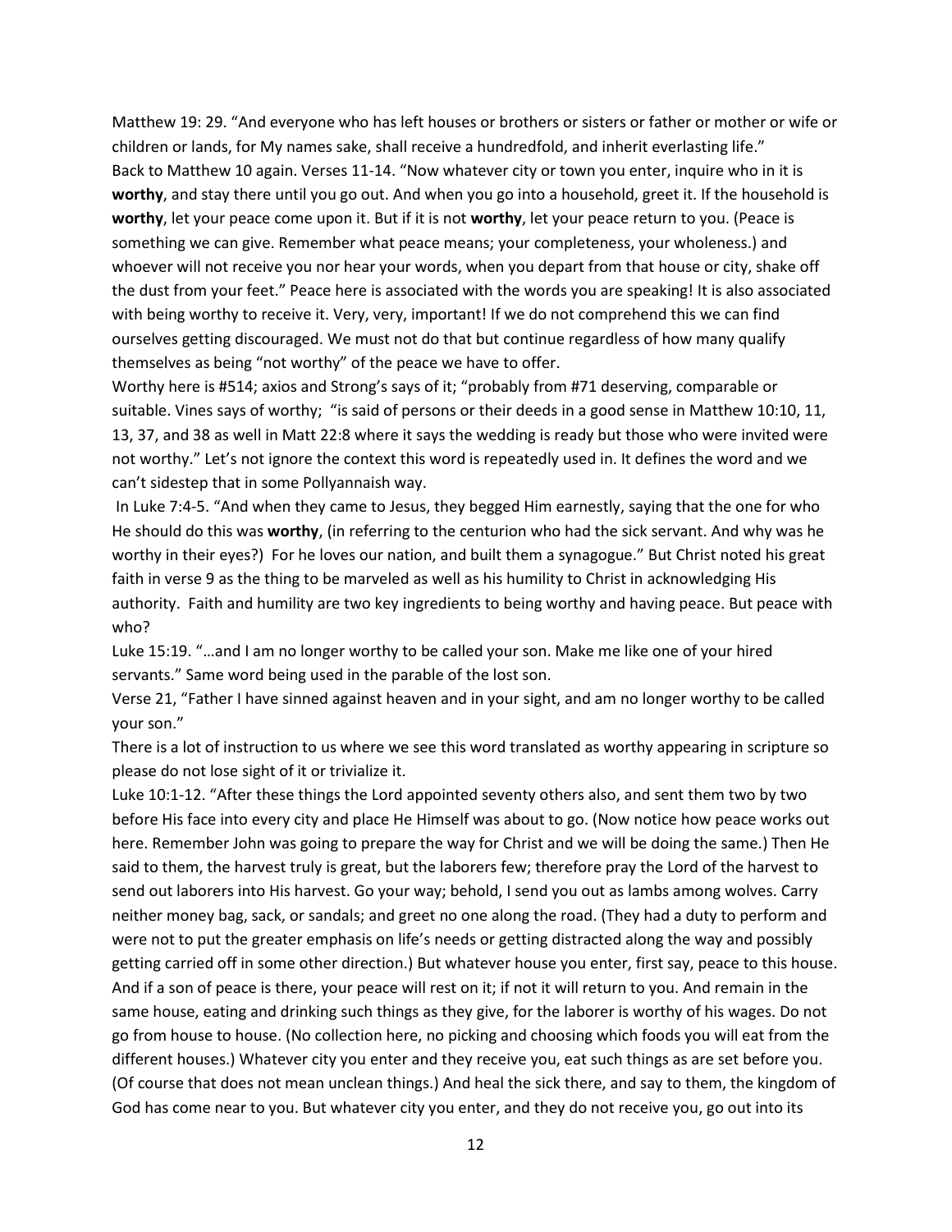Matthew 19: 29. "And everyone who has left houses or brothers or sisters or father or mother or wife or children or lands, for My names sake, shall receive a hundredfold, and inherit everlasting life."

Back to Matthew 10 again. Verses 11-14. "Now whatever city or town you enter, inquire who in it is **worthy**, and stay there until you go out. And when you go into a household, greet it. If the household is **worthy**, let your peace come upon it. But if it is not **worthy**, let your peace return to you. (Peace is something we can give. Remember what peace means; your completeness, your wholeness.) and whoever will not receive you nor hear your words, when you depart from that house or city, shake off the dust from your feet." Peace here is associated with the words you are speaking! It is also associated with being worthy to receive it. Very, very, important! If we do not comprehend this we can find ourselves getting discouraged. We must not do that but continue regardless of how many qualify themselves as being "not worthy" of the peace we have to offer.

Worthy here is #514; axios and Strong's says of it; "probably from #71 deserving, comparable or suitable. Vines says of worthy; "is said of persons or their deeds in a good sense in Matthew 10:10, 11, 13, 37, and 38 as well in Matt 22:8 where it says the wedding is ready but those who were invited were not worthy." Let's not ignore the context this word is repeatedly used in. It defines the word and we can't sidestep that in some Pollyannaish way.

In Luke 7:4-5. "And when they came to Jesus, they begged Him earnestly, saying that the one for who He should do this was **worthy**, (in referring to the centurion who had the sick servant. And why was he worthy in their eyes?) For he loves our nation, and built them a synagogue." But Christ noted his great faith in verse 9 as the thing to be marveled as well as his humility to Christ in acknowledging His authority. Faith and humility are two key ingredients to being worthy and having peace. But peace with who?

Luke 15:19. "…and I am no longer worthy to be called your son. Make me like one of your hired servants." Same word being used in the parable of the lost son.

Verse 21, "Father I have sinned against heaven and in your sight, and am no longer worthy to be called your son."

There is a lot of instruction to us where we see this word translated as worthy appearing in scripture so please do not lose sight of it or trivialize it.

Luke 10:1-12. "After these things the Lord appointed seventy others also, and sent them two by two before His face into every city and place He Himself was about to go. (Now notice how peace works out here. Remember John was going to prepare the way for Christ and we will be doing the same.) Then He said to them, the harvest truly is great, but the laborers few; therefore pray the Lord of the harvest to send out laborers into His harvest. Go your way; behold, I send you out as lambs among wolves. Carry neither money bag, sack, or sandals; and greet no one along the road. (They had a duty to perform and were not to put the greater emphasis on life's needs or getting distracted along the way and possibly getting carried off in some other direction.) But whatever house you enter, first say, peace to this house. And if a son of peace is there, your peace will rest on it; if not it will return to you. And remain in the same house, eating and drinking such things as they give, for the laborer is worthy of his wages. Do not go from house to house. (No collection here, no picking and choosing which foods you will eat from the different houses.) Whatever city you enter and they receive you, eat such things as are set before you. (Of course that does not mean unclean things.) And heal the sick there, and say to them, the kingdom of God has come near to you. But whatever city you enter, and they do not receive you, go out into its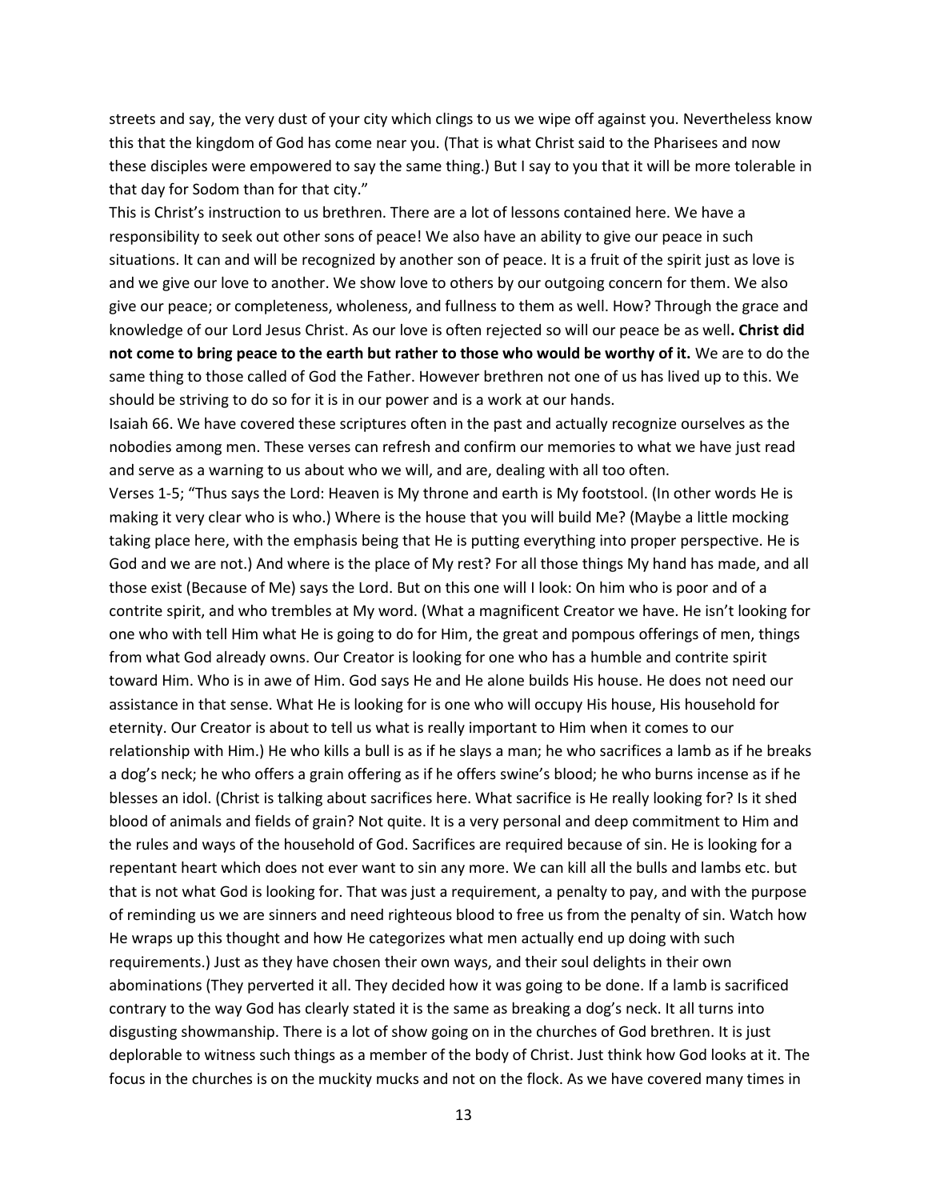streets and say, the very dust of your city which clings to us we wipe off against you. Nevertheless know this that the kingdom of God has come near you. (That is what Christ said to the Pharisees and now these disciples were empowered to say the same thing.) But I say to you that it will be more tolerable in that day for Sodom than for that city."

This is Christ's instruction to us brethren. There are a lot of lessons contained here. We have a responsibility to seek out other sons of peace! We also have an ability to give our peace in such situations. It can and will be recognized by another son of peace. It is a fruit of the spirit just as love is and we give our love to another. We show love to others by our outgoing concern for them. We also give our peace; or completeness, wholeness, and fullness to them as well. How? Through the grace and knowledge of our Lord Jesus Christ. As our love is often rejected so will our peace be as well**. Christ did not come to bring peace to the earth but rather to those who would be worthy of it.** We are to do the same thing to those called of God the Father. However brethren not one of us has lived up to this. We should be striving to do so for it is in our power and is a work at our hands.

Isaiah 66. We have covered these scriptures often in the past and actually recognize ourselves as the nobodies among men. These verses can refresh and confirm our memories to what we have just read and serve as a warning to us about who we will, and are, dealing with all too often.

Verses 1-5; "Thus says the Lord: Heaven is My throne and earth is My footstool. (In other words He is making it very clear who is who.) Where is the house that you will build Me? (Maybe a little mocking taking place here, with the emphasis being that He is putting everything into proper perspective. He is God and we are not.) And where is the place of My rest? For all those things My hand has made, and all those exist (Because of Me) says the Lord. But on this one will I look: On him who is poor and of a contrite spirit, and who trembles at My word. (What a magnificent Creator we have. He isn't looking for one who with tell Him what He is going to do for Him, the great and pompous offerings of men, things from what God already owns. Our Creator is looking for one who has a humble and contrite spirit toward Him. Who is in awe of Him. God says He and He alone builds His house. He does not need our assistance in that sense. What He is looking for is one who will occupy His house, His household for eternity. Our Creator is about to tell us what is really important to Him when it comes to our relationship with Him.) He who kills a bull is as if he slays a man; he who sacrifices a lamb as if he breaks a dog's neck; he who offers a grain offering as if he offers swine's blood; he who burns incense as if he blesses an idol. (Christ is talking about sacrifices here. What sacrifice is He really looking for? Is it shed blood of animals and fields of grain? Not quite. It is a very personal and deep commitment to Him and the rules and ways of the household of God. Sacrifices are required because of sin. He is looking for a repentant heart which does not ever want to sin any more. We can kill all the bulls and lambs etc. but that is not what God is looking for. That was just a requirement, a penalty to pay, and with the purpose of reminding us we are sinners and need righteous blood to free us from the penalty of sin. Watch how He wraps up this thought and how He categorizes what men actually end up doing with such requirements.) Just as they have chosen their own ways, and their soul delights in their own abominations (They perverted it all. They decided how it was going to be done. If a lamb is sacrificed contrary to the way God has clearly stated it is the same as breaking a dog's neck. It all turns into disgusting showmanship. There is a lot of show going on in the churches of God brethren. It is just deplorable to witness such things as a member of the body of Christ. Just think how God looks at it. The focus in the churches is on the muckity mucks and not on the flock. As we have covered many times in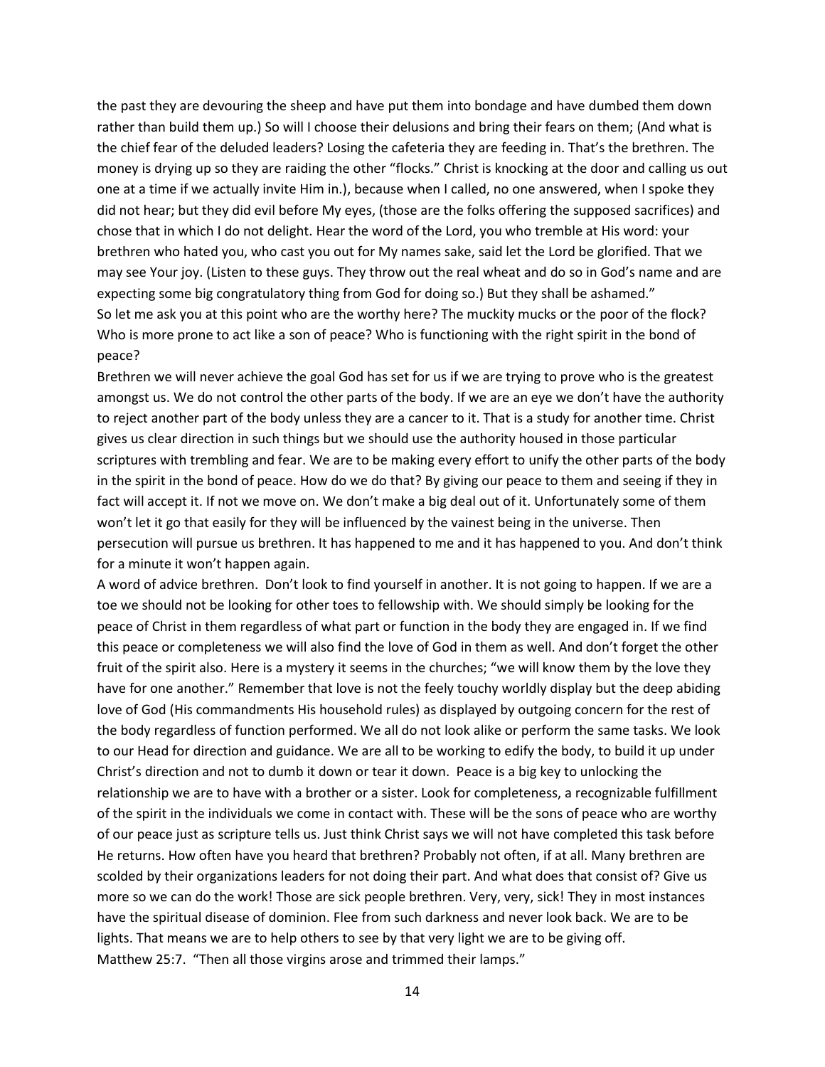the past they are devouring the sheep and have put them into bondage and have dumbed them down rather than build them up.) So will I choose their delusions and bring their fears on them; (And what is the chief fear of the deluded leaders? Losing the cafeteria they are feeding in. That's the brethren. The money is drying up so they are raiding the other "flocks." Christ is knocking at the door and calling us out one at a time if we actually invite Him in.), because when I called, no one answered, when I spoke they did not hear; but they did evil before My eyes, (those are the folks offering the supposed sacrifices) and chose that in which I do not delight. Hear the word of the Lord, you who tremble at His word: your brethren who hated you, who cast you out for My names sake, said let the Lord be glorified. That we may see Your joy. (Listen to these guys. They throw out the real wheat and do so in God's name and are expecting some big congratulatory thing from God for doing so.) But they shall be ashamed."

So let me ask you at this point who are the worthy here? The muckity mucks or the poor of the flock? Who is more prone to act like a son of peace? Who is functioning with the right spirit in the bond of peace?

Brethren we will never achieve the goal God has set for us if we are trying to prove who is the greatest amongst us. We do not control the other parts of the body. If we are an eye we don't have the authority to reject another part of the body unless they are a cancer to it. That is a study for another time. Christ gives us clear direction in such things but we should use the authority housed in those particular scriptures with trembling and fear. We are to be making every effort to unify the other parts of the body in the spirit in the bond of peace. How do we do that? By giving our peace to them and seeing if they in fact will accept it. If not we move on. We don't make a big deal out of it. Unfortunately some of them won't let it go that easily for they will be influenced by the vainest being in the universe. Then persecution will pursue us brethren. It has happened to me and it has happened to you. And don't think for a minute it won't happen again.

A word of advice brethren. Don't look to find yourself in another. It is not going to happen. If we are a toe we should not be looking for other toes to fellowship with. We should simply be looking for the peace of Christ in them regardless of what part or function in the body they are engaged in. If we find this peace or completeness we will also find the love of God in them as well. And don't forget the other fruit of the spirit also. Here is a mystery it seems in the churches; "we will know them by the love they have for one another." Remember that love is not the feely touchy worldly display but the deep abiding love of God (His commandments His household rules) as displayed by outgoing concern for the rest of the body regardless of function performed. We all do not look alike or perform the same tasks. We look to our Head for direction and guidance. We are all to be working to edify the body, to build it up under Christ's direction and not to dumb it down or tear it down. Peace is a big key to unlocking the relationship we are to have with a brother or a sister. Look for completeness, a recognizable fulfillment of the spirit in the individuals we come in contact with. These will be the sons of peace who are worthy of our peace just as scripture tells us. Just think Christ says we will not have completed this task before He returns. How often have you heard that brethren? Probably not often, if at all. Many brethren are scolded by their organizations leaders for not doing their part. And what does that consist of? Give us more so we can do the work! Those are sick people brethren. Very, very, sick! They in most instances have the spiritual disease of dominion. Flee from such darkness and never look back. We are to be lights. That means we are to help others to see by that very light we are to be giving off.

Matthew 25:7. "Then all those virgins arose and trimmed their lamps."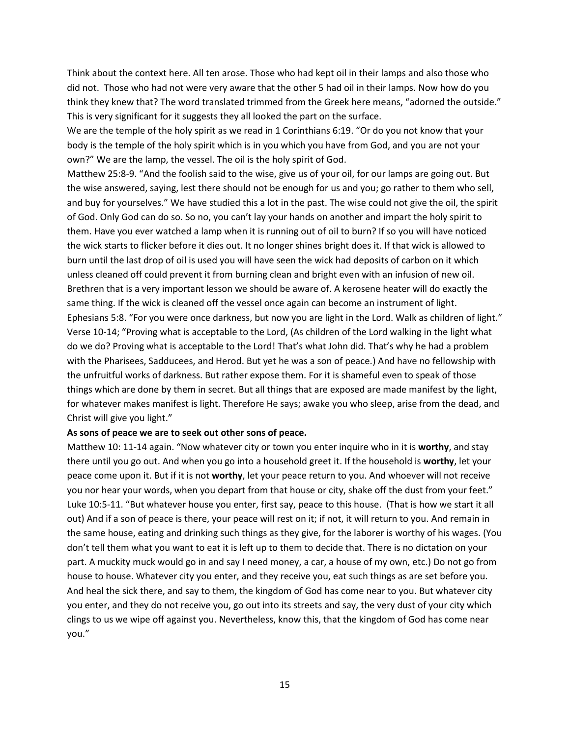Think about the context here. All ten arose. Those who had kept oil in their lamps and also those who did not. Those who had not were very aware that the other 5 had oil in their lamps. Now how do you think they knew that? The word translated trimmed from the Greek here means, "adorned the outside." This is very significant for it suggests they all looked the part on the surface.

We are the temple of the holy spirit as we read in 1 Corinthians 6:19. "Or do you not know that your body is the temple of the holy spirit which is in you which you have from God, and you are not your own?" We are the lamp, the vessel. The oil is the holy spirit of God.

Matthew 25:8-9. "And the foolish said to the wise, give us of your oil, for our lamps are going out. But the wise answered, saying, lest there should not be enough for us and you; go rather to them who sell, and buy for yourselves." We have studied this a lot in the past. The wise could not give the oil, the spirit of God. Only God can do so. So no, you can't lay your hands on another and impart the holy spirit to them. Have you ever watched a lamp when it is running out of oil to burn? If so you will have noticed the wick starts to flicker before it dies out. It no longer shines bright does it. If that wick is allowed to burn until the last drop of oil is used you will have seen the wick had deposits of carbon on it which unless cleaned off could prevent it from burning clean and bright even with an infusion of new oil. Brethren that is a very important lesson we should be aware of. A kerosene heater will do exactly the same thing. If the wick is cleaned off the vessel once again can become an instrument of light.

Ephesians 5:8. "For you were once darkness, but now you are light in the Lord. Walk as children of light." Verse 10-14; "Proving what is acceptable to the Lord, (As children of the Lord walking in the light what do we do? Proving what is acceptable to the Lord! That's what John did. That's why he had a problem with the Pharisees, Sadducees, and Herod. But yet he was a son of peace.) And have no fellowship with the unfruitful works of darkness. But rather expose them. For it is shameful even to speak of those things which are done by them in secret. But all things that are exposed are made manifest by the light, for whatever makes manifest is light. Therefore He says; awake you who sleep, arise from the dead, and Christ will give you light."

**As sons of peace we are to seek out other sons of peace.**

Matthew 10: 11-14 again. "Now whatever city or town you enter inquire who in it is **worthy**, and stay there until you go out. And when you go into a household greet it. If the household is **worthy**, let your peace come upon it. But if it is not **worthy**, let your peace return to you. And whoever will not receive you nor hear your words, when you depart from that house or city, shake off the dust from your feet."

Luke 10:5-11. "But whatever house you enter, first say, peace to this house. (That is how we start it all out) And if a son of peace is there, your peace will rest on it; if not, it will return to you. And remain in the same house, eating and drinking such things as they give, for the laborer is worthy of his wages. (You don't tell them what you want to eat it is left up to them to decide that. There is no dictation on your part. A muckity muck would go in and say I need money, a car, a house of my own, etc.) Do not go from house to house. Whatever city you enter, and they receive you, eat such things as are set before you. And heal the sick there, and say to them, the kingdom of God has come near to you. But whatever city you enter, and they do not receive you, go out into its streets and say, the very dust of your city which clings to us we wipe off against you. Nevertheless, know this, that the kingdom of God has come near you."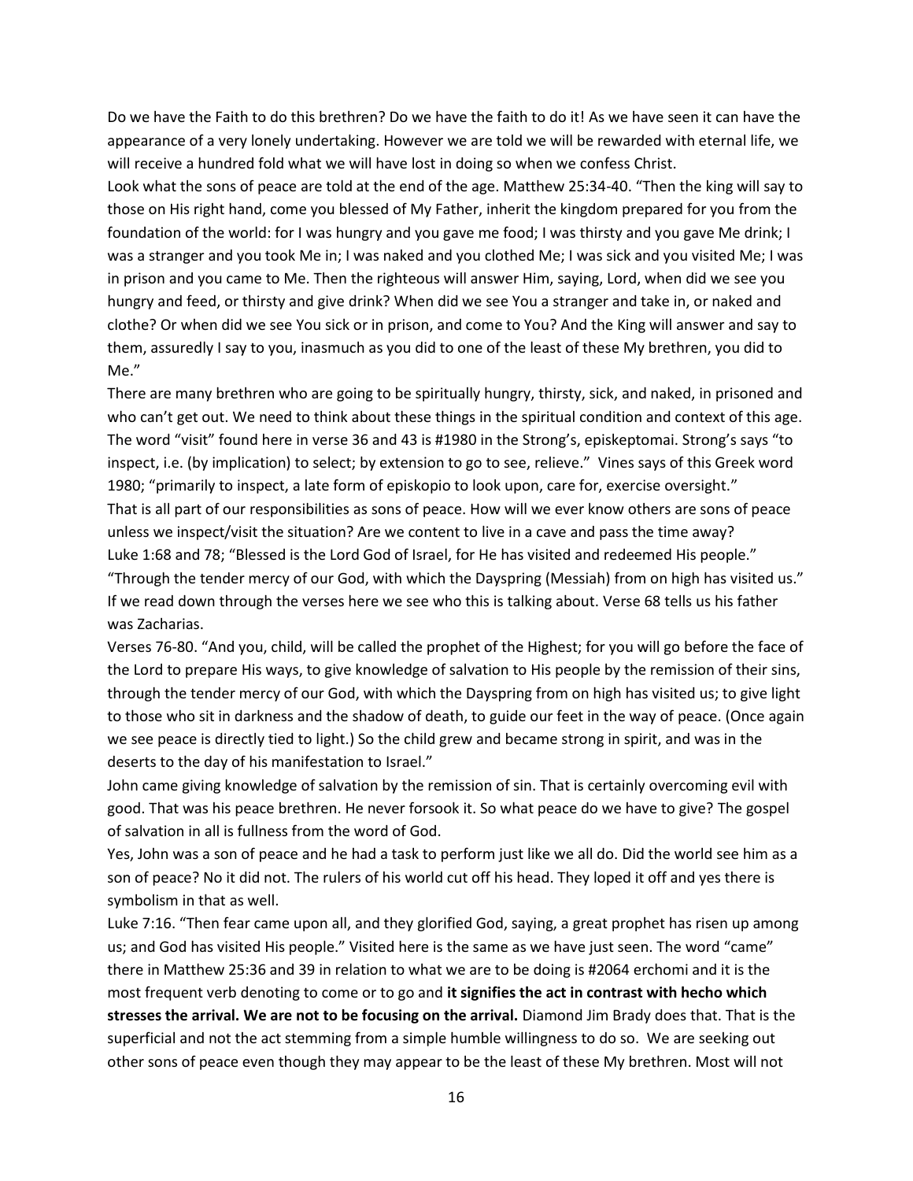Do we have the Faith to do this brethren? Do we have the faith to do it! As we have seen it can have the appearance of a very lonely undertaking. However we are told we will be rewarded with eternal life, we will receive a hundred fold what we will have lost in doing so when we confess Christ.

Look what the sons of peace are told at the end of the age. Matthew 25:34-40. "Then the king will say to those on His right hand, come you blessed of My Father, inherit the kingdom prepared for you from the foundation of the world: for I was hungry and you gave me food; I was thirsty and you gave Me drink; I was a stranger and you took Me in; I was naked and you clothed Me; I was sick and you visited Me; I was in prison and you came to Me. Then the righteous will answer Him, saying, Lord, when did we see you hungry and feed, or thirsty and give drink? When did we see You a stranger and take in, or naked and clothe? Or when did we see You sick or in prison, and come to You? And the King will answer and say to them, assuredly I say to you, inasmuch as you did to one of the least of these My brethren, you did to Me."

There are many brethren who are going to be spiritually hungry, thirsty, sick, and naked, in prisoned and who can't get out. We need to think about these things in the spiritual condition and context of this age. The word "visit" found here in verse 36 and 43 is #1980 in the Strong's, episkeptomai. Strong's says "to inspect, i.e. (by implication) to select; by extension to go to see, relieve." Vines says of this Greek word 1980; "primarily to inspect, a late form of episkopio to look upon, care for, exercise oversight."

That is all part of our responsibilities as sons of peace. How will we ever know others are sons of peace unless we inspect/visit the situation? Are we content to live in a cave and pass the time away?

Luke 1:68 and 78; "Blessed is the Lord God of Israel, for He has visited and redeemed His people." "Through the tender mercy of our God, with which the Dayspring (Messiah) from on high has visited us." If we read down through the verses here we see who this is talking about. Verse 68 tells us his father was Zacharias.

Verses 76-80. "And you, child, will be called the prophet of the Highest; for you will go before the face of the Lord to prepare His ways, to give knowledge of salvation to His people by the remission of their sins, through the tender mercy of our God, with which the Dayspring from on high has visited us; to give light to those who sit in darkness and the shadow of death, to guide our feet in the way of peace. (Once again we see peace is directly tied to light.) So the child grew and became strong in spirit, and was in the deserts to the day of his manifestation to Israel."

John came giving knowledge of salvation by the remission of sin. That is certainly overcoming evil with good. That was his peace brethren. He never forsook it. So what peace do we have to give? The gospel of salvation in all is fullness from the word of God.

Yes, John was a son of peace and he had a task to perform just like we all do. Did the world see him as a son of peace? No it did not. The rulers of his world cut off his head. They loped it off and yes there is symbolism in that as well.

Luke 7:16. "Then fear came upon all, and they glorified God, saying, a great prophet has risen up among us; and God has visited His people." Visited here is the same as we have just seen. The word "came" there in Matthew 25:36 and 39 in relation to what we are to be doing is #2064 erchomi and it is the most frequent verb denoting to come or to go and **it signifies the act in contrast with hecho which stresses the arrival. We are not to be focusing on the arrival.** Diamond Jim Brady does that. That is the superficial and not the act stemming from a simple humble willingness to do so. We are seeking out other sons of peace even though they may appear to be the least of these My brethren. Most will not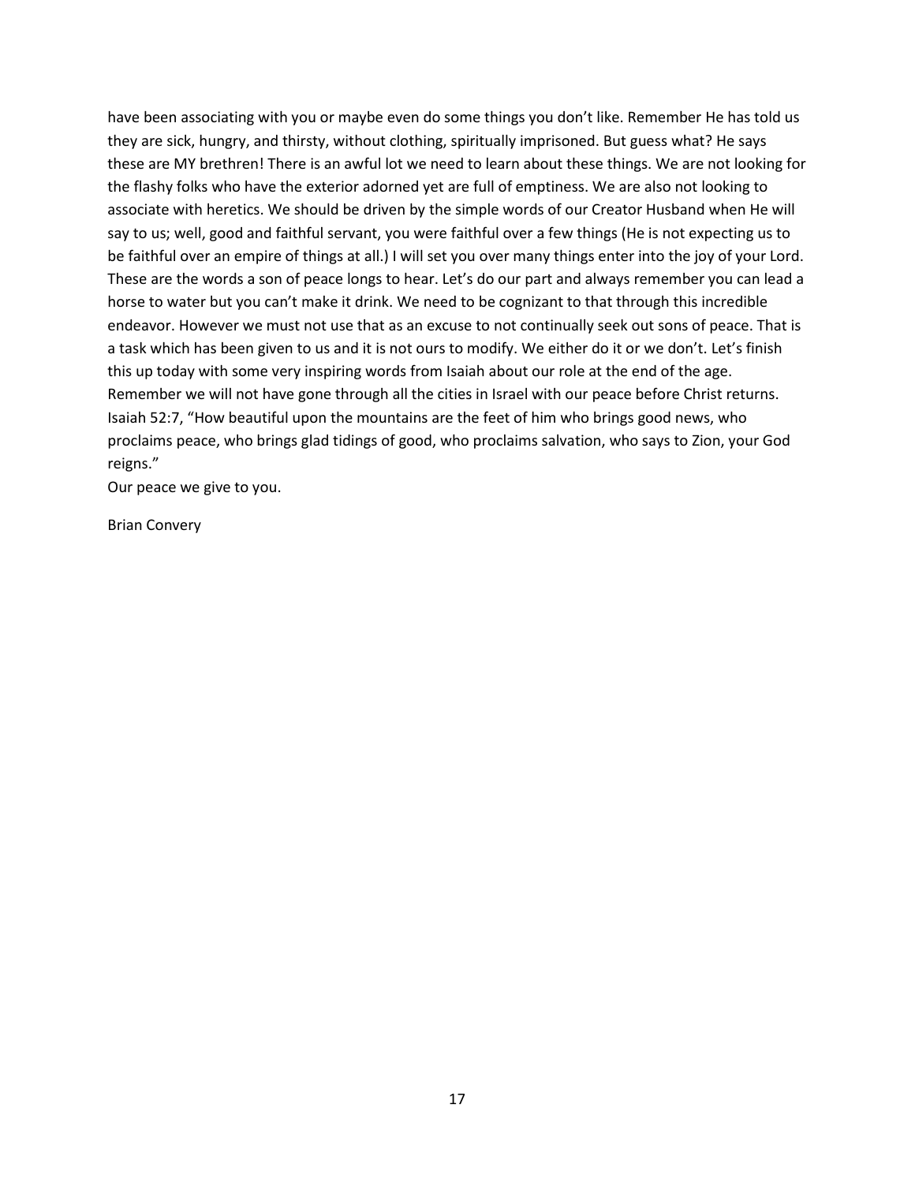have been associating with you or maybe even do some things you don't like. Remember He has told us they are sick, hungry, and thirsty, without clothing, spiritually imprisoned. But guess what? He says these are MY brethren! There is an awful lot we need to learn about these things. We are not looking for the flashy folks who have the exterior adorned yet are full of emptiness. We are also not looking to associate with heretics. We should be driven by the simple words of our Creator Husband when He will say to us; well, good and faithful servant, you were faithful over a few things (He is not expecting us to be faithful over an empire of things at all.) I will set you over many things enter into the joy of your Lord. These are the words a son of peace longs to hear. Let's do our part and always remember you can lead a horse to water but you can't make it drink. We need to be cognizant to that through this incredible endeavor. However we must not use that as an excuse to not continually seek out sons of peace. That is a task which has been given to us and it is not ours to modify. We either do it or we don't. Let's finish this up today with some very inspiring words from Isaiah about our role at the end of the age. Remember we will not have gone through all the cities in Israel with our peace before Christ returns. Isaiah 52:7, "How beautiful upon the mountains are the feet of him who brings good news, who proclaims peace, who brings glad tidings of good, who proclaims salvation, who says to Zion, your God reigns."
Our peace we give to you.

Brian Convery